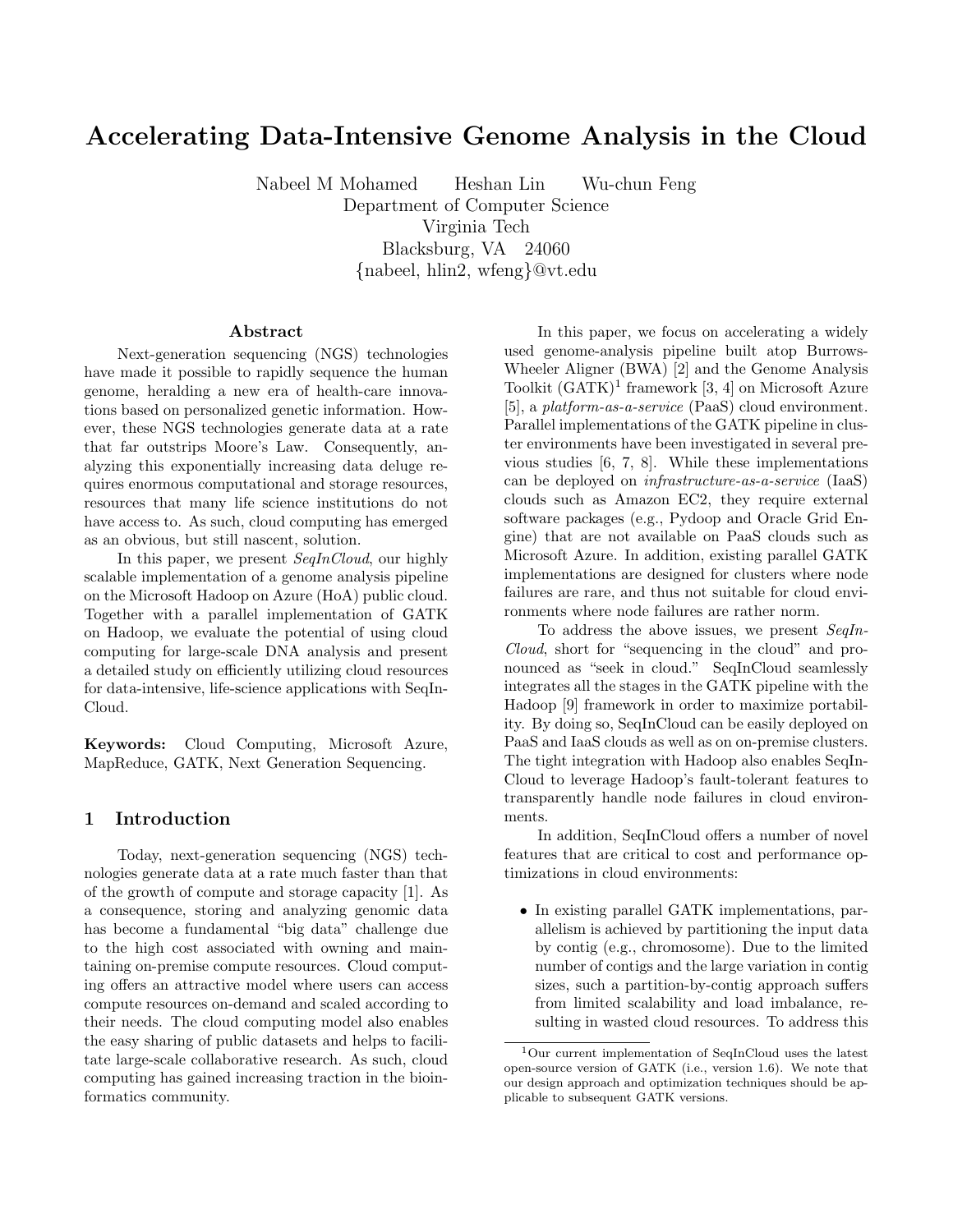# Accelerating Data-Intensive Genome Analysis in the Cloud

Nabeel M Mohamed Heshan Lin Wu-chun Feng
Department of Computer Science
Virginia Tech
Blacksburg, VA 24060
{nabeel, hlin2, wfeng}@vt.edu

## Abstract

Next-generation sequencing (NGS) technologies have made it possible to rapidly sequence the human genome, heralding a new era of health-care innovations based on personalized genetic information. However, these NGS technologies generate data at a rate that far outstrips Moore's Law. Consequently, analyzing this exponentially increasing data deluge requires enormous computational and storage resources, resources that many life science institutions do not have access to. As such, cloud computing has emerged as an obvious, but still nascent, solution.

In this paper, we present *SeqInCloud*, our highly scalable implementation of a genome analysis pipeline on the Microsoft Hadoop on Azure (HoA) public cloud. Together with a parallel implementation of GATK on Hadoop, we evaluate the potential of using cloud computing for large-scale DNA analysis and present a detailed study on efficiently utilizing cloud resources for data-intensive, life-science applications with SeqInCloud.

**Keywords:** Cloud Computing, Microsoft Azure, MapReduce, GATK, Next Generation Sequencing.

## 1 Introduction

Today, next-generation sequencing (NGS) technologies generate data at a rate much faster than that of the growth of compute and storage capacity [1]. As a consequence, storing and analyzing genomic data has become a fundamental "big data" challenge due to the high cost associated with owning and maintaining on-premise compute resources. Cloud computing offers an attractive model where users can access compute resources on-demand and scaled according to their needs. The cloud computing model also enables the easy sharing of public datasets and helps to facilitate large-scale collaborative research. As such, cloud computing has gained increasing traction in the bioinformatics community.

In this paper, we focus on accelerating a widely used genome-analysis pipeline built atop Burrows-Wheeler Aligner (BWA) [2] and the Genome Analysis Toolkit (GATK)[1] framework [3, 4] on Microsoft Azure [5], a *platform-as-a-service* (PaaS) cloud environment. Parallel implementations of the GATK pipeline in cluster environments have been investigated in several previous studies [6, 7, 8]. While these implementations can be deployed on *infrastructure-as-a-service* (IaaS) clouds such as Amazon EC2, they require external software packages (e.g., Pydoop and Oracle Grid Engine) that are not available on PaaS clouds such as Microsoft Azure. In addition, existing parallel GATK implementations are designed for clusters where node failures are rare, and thus not suitable for cloud environments where node failures are rather norm.

To address the above issues, we present *SeqInCloud*, short for "sequencing in the cloud" and pronounced as "seek in cloud." SeqInCloud seamlessly integrates all the stages in the GATK pipeline with the Hadoop [9] framework in order to maximize portability. By doing so, SeqInCloud can be easily deployed on PaaS and IaaS clouds as well as on on-premise clusters. The tight integration with Hadoop also enables SeqInCloud to leverage Hadoop's fault-tolerant features to transparently handle node failures in cloud environments.

In addition, SeqInCloud offers a number of novel features that are critical to cost and performance optimizations in cloud environments:

- In existing parallel GATK implementations, parallelism is achieved by partitioning the input data by contig (e.g., chromosome). Due to the limited number of contigs and the large variation in contig sizes, such a partition-by-contig approach suffers from limited scalability and load imbalance, resulting in wasted cloud resources. To address this

[1] Our current implementation of SeqInCloud uses the latest open-source version of GATK (i.e., version 1.6). We note that our design approach and optimization techniques should be applicable to subsequent GATK versions.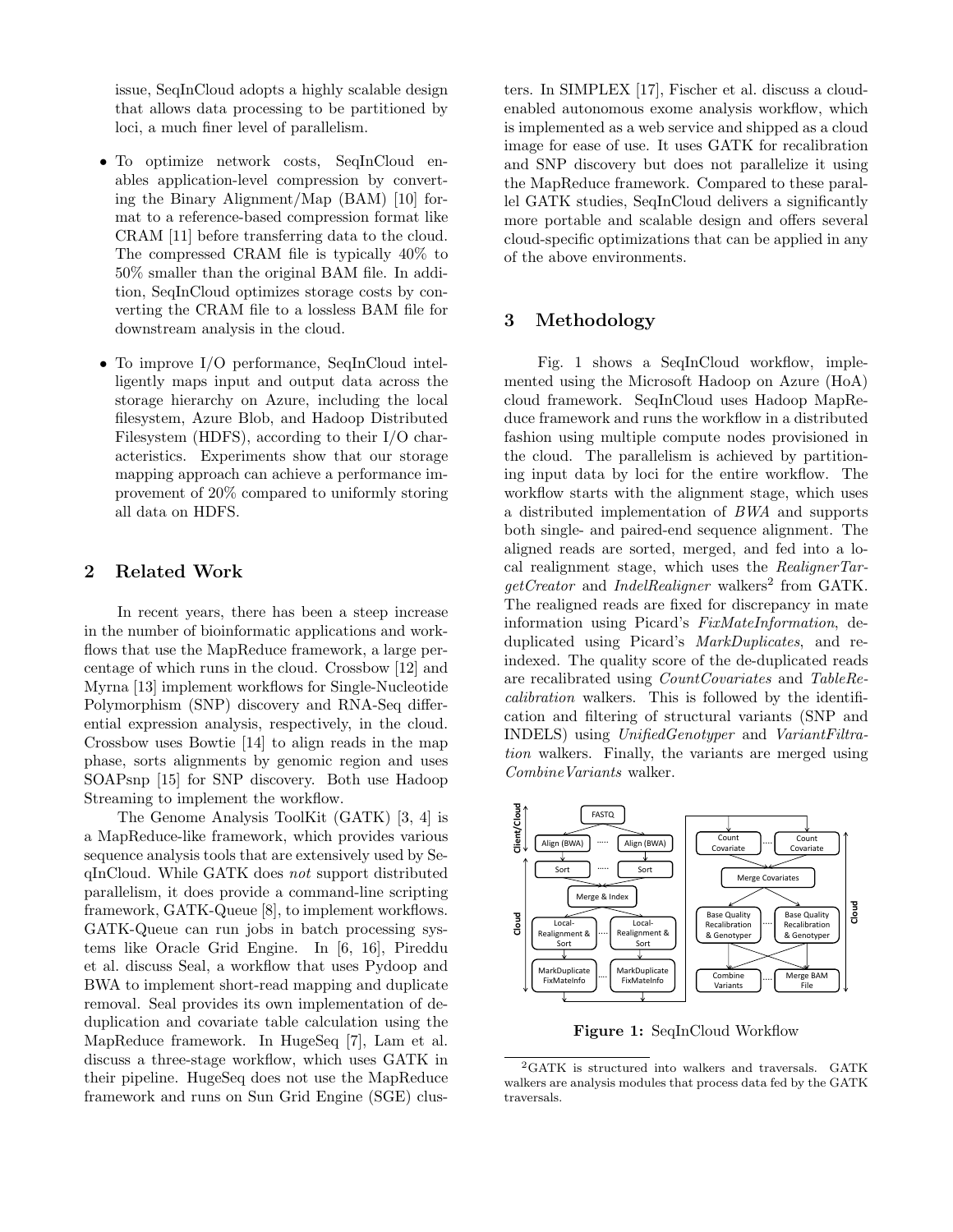issue, SeqInCloud adopts a highly scalable design that allows data processing to be partitioned by loci, a much finer level of parallelism.

- To optimize network costs, SeqInCloud enables application-level compression by converting the Binary Alignment/Map (BAM) [10] format to a reference-based compression format like CRAM [11] before transferring data to the cloud. The compressed CRAM file is typically 40% to 50% smaller than the original BAM file. In addition, SeqInCloud optimizes storage costs by converting the CRAM file to a lossless BAM file for downstream analysis in the cloud.
- To improve I/O performance, SeqInCloud intelligently maps input and output data across the storage hierarchy on Azure, including the local filesystem, Azure Blob, and Hadoop Distributed Filesystem (HDFS), according to their I/O characteristics. Experiments show that our storage mapping approach can achieve a performance improvement of 20% compared to uniformly storing all data on HDFS.

## 2 Related Work

In recent years, there has been a steep increase in the number of bioinformatic applications and workflows that use the MapReduce framework, a large percentage of which runs in the cloud. Crossbow [12] and Myrna [13] implement workflows for Single-Nucleotide Polymorphism (SNP) discovery and RNA-Seq differential expression analysis, respectively, in the cloud. Crossbow uses Bowtie [14] to align reads in the map phase, sorts alignments by genomic region and uses SOAPsnp [15] for SNP discovery. Both use Hadoop Streaming to implement the workflow.

The Genome Analysis ToolKit (GATK) [3, 4] is a MapReduce-like framework, which provides various sequence analysis tools that are extensively used by SeqInCloud. While GATK does *not* support distributed parallelism, it does provide a command-line scripting framework, GATK-Queue [8], to implement workflows. GATK-Queue can run jobs in batch processing systems like Oracle Grid Engine. In [6, 16], Pireddu et al. discuss Seal, a workflow that uses Pydoop and BWA to implement short-read mapping and duplicate removal. Seal provides its own implementation of deduplication and covariate table calculation using the MapReduce framework. In HugeSeq [7], Lam et al. discuss a three-stage workflow, which uses GATK in their pipeline. HugeSeq does not use the MapReduce framework and runs on Sun Grid Engine (SGE) clusters. In SIMPLEX [17], Fischer et al. discuss a cloud-enabled autonomous exome analysis workflow, which is implemented as a web service and shipped as a cloud image for ease of use. It uses GATK for recalibration and SNP discovery but does not parallelize it using the MapReduce framework. Compared to these parallel GATK studies, SeqInCloud delivers a significantly more portable and scalable design and offers several cloud-specific optimizations that can be applied in any of the above environments.

## 3 Methodology

Fig. 1 shows a SeqInCloud workflow, implemented using the Microsoft Hadoop on Azure (HoA) cloud framework. SeqInCloud uses Hadoop MapReduce framework and runs the workflow in a distributed fashion using multiple compute nodes provisioned in the cloud. The parallelism is achieved by partitioning input data by loci for the entire workflow. The workflow starts with the alignment stage, which uses a distributed implementation of *BWA* and supports both single- and paired-end sequence alignment. The aligned reads are sorted, merged, and fed into a local realignment stage, which uses the *RealignerTargetCreator* and *IndelRealigner* walkers[2] from GATK. The realigned reads are fixed for discrepancy in mate information using Picard's *FixMateInformation*, deduplicated using Picard's *MarkDuplicates*, and re-indexed. The quality score of the de-duplicated reads are recalibrated using *CountCovariates* and *TableRecalibration* walkers. This is followed by the identification and filtering of structural variants (SNP and INDELS) using *UnifiedGenotyper* and *VariantFiltration* walkers. Finally, the variants are merged using *CombineVariants* walker.

**Figure 1:** SeqInCloud Workflow

[2] GATK is structured into walkers and traversals. GATK walkers are analysis modules that process data fed by the GATK traversals.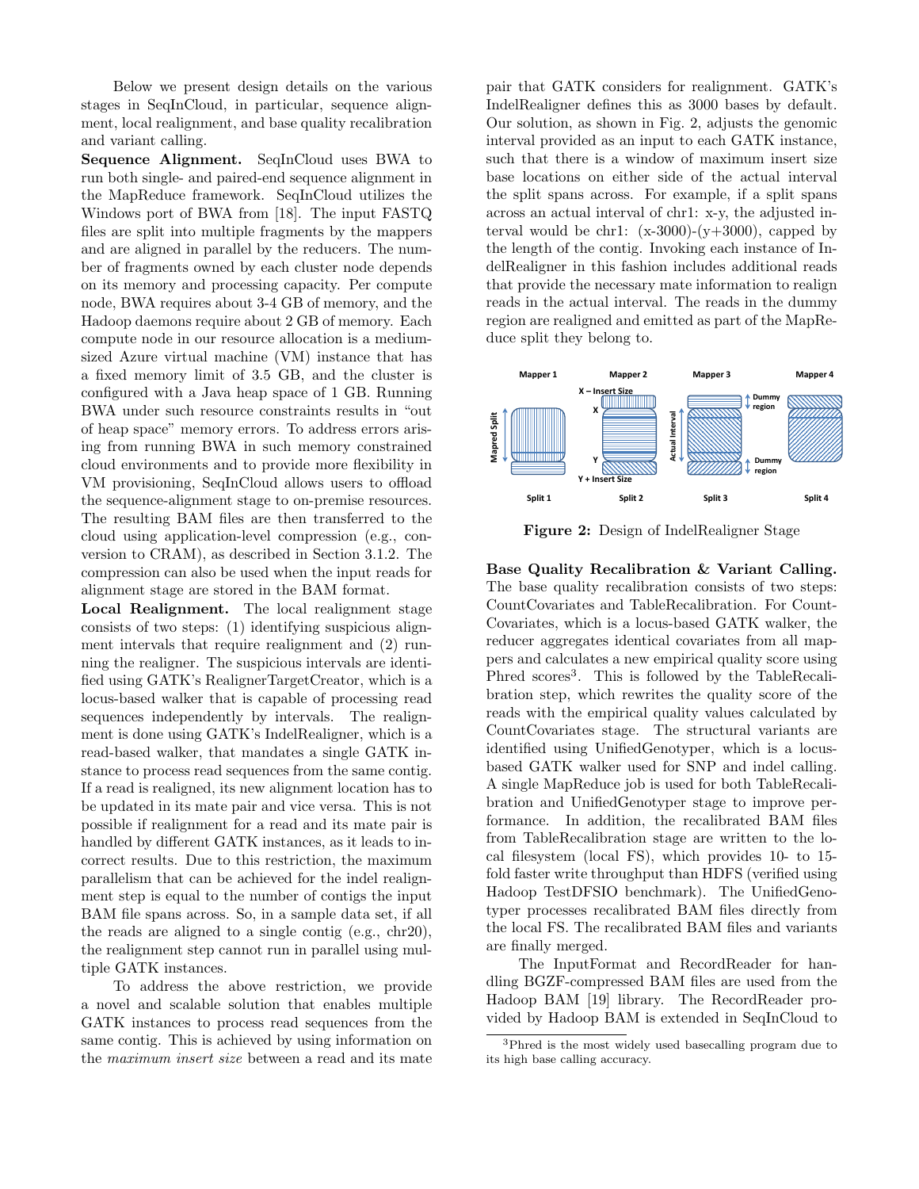Below we present design details on the various stages in SeqInCloud, in particular, sequence alignment, local realignment, and base quality recalibration and variant calling.

**Sequence Alignment.** SeqInCloud uses BWA to run both single- and paired-end sequence alignment in the MapReduce framework. SeqInCloud utilizes the Windows port of BWA from [18]. The input FASTQ files are split into multiple fragments by the mappers and are aligned in parallel by the reducers. The number of fragments owned by each cluster node depends on its memory and processing capacity. Per compute node, BWA requires about 3-4 GB of memory, and the Hadoop daemons require about 2 GB of memory. Each compute node in our resource allocation is a medium-sized Azure virtual machine (VM) instance that has a fixed memory limit of 3.5 GB, and the cluster is configured with a Java heap space of 1 GB. Running BWA under such resource constraints results in "out of heap space" memory errors. To address errors arising from running BWA in such memory constrained cloud environments and to provide more flexibility in VM provisioning, SeqInCloud allows users to offload the sequence-alignment stage to on-premise resources. The resulting BAM files are then transferred to the cloud using application-level compression (e.g., conversion to CRAM), as described in Section 3.1.2. The compression can also be used when the input reads for alignment stage are stored in the BAM format.

**Local Realignment.** The local realignment stage consists of two steps: (1) identifying suspicious alignment intervals that require realignment and (2) running the realigner. The suspicious intervals are identified using GATK's RealignerTargetCreator, which is a locus-based walker that is capable of processing read sequences independently by intervals. The realignment is done using GATK's IndelRealigner, which is a read-based walker, that mandates a single GATK instance to process read sequences from the same contig. If a read is realigned, its new alignment location has to be updated in its mate pair and vice versa. This is not possible if realignment for a read and its mate pair is handled by different GATK instances, as it leads to incorrect results. Due to this restriction, the maximum parallelism that can be achieved for the indel realignment step is equal to the number of contigs the input BAM file spans across. So, in a sample data set, if all the reads are aligned to a single contig (e.g., chr20), the realignment step cannot run in parallel using multiple GATK instances.

To address the above restriction, we provide a novel and scalable solution that enables multiple GATK instances to process read sequences from the same contig. This is achieved by using information on the *maximum insert size* between a read and its mate pair that GATK considers for realignment. GATK's IndelRealigner defines this as 3000 bases by default. Our solution, as shown in Fig. 2, adjusts the genomic interval provided as an input to each GATK instance, such that there is a window of maximum insert size base locations on either side of the actual interval the split spans across. For example, if a split spans across an actual interval of chr1: x-y, the adjusted interval would be chr1: (x-3000)-(y+3000), capped by the length of the contig. Invoking each instance of IndelRealigner in this fashion includes additional reads that provide the necessary mate information to realign reads in the actual interval. The reads in the dummy region are realigned and emitted as part of the MapReduce split they belong to.

**Figure 2:** Design of IndelRealigner Stage

**Base Quality Recalibration & Variant Calling.** The base quality recalibration consists of two steps: CountCovariates and TableRecalibration. For CountCovariates, which is a locus-based GATK walker, the reducer aggregates identical covariates from all mappers and calculates a new empirical quality score using Phred scores[3]. This is followed by the TableRecalibration step, which rewrites the quality score of the reads with the empirical quality values calculated by CountCovariates stage. The structural variants are identified using UnifiedGenotyper, which is a locus-based GATK walker used for SNP and indel calling. A single MapReduce job is used for both TableRecalibration and UnifiedGenotyper stage to improve performance. In addition, the recalibrated BAM files from TableRecalibration stage are written to the local filesystem (local FS), which provides 10- to 15-fold faster write throughput than HDFS (verified using Hadoop TestDFSIO benchmark). The UnifiedGenotyper processes recalibrated BAM files directly from the local FS. The recalibrated BAM files and variants are finally merged.

The InputFormat and RecordReader for handling BGZF-compressed BAM files are used from the Hadoop BAM [19] library. The RecordReader provided by Hadoop BAM is extended in SeqInCloud to

[3] Phred is the most widely used basecalling program due to its high base calling accuracy.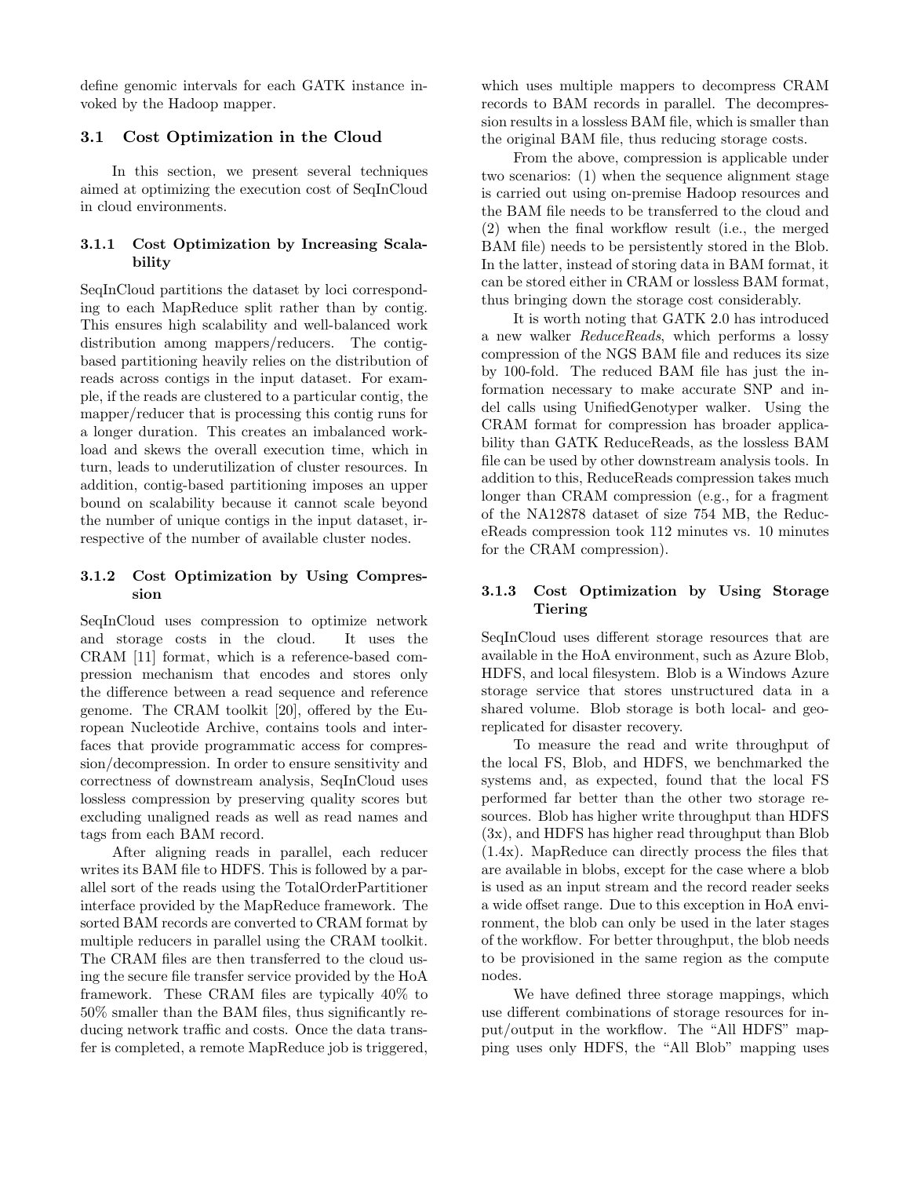define genomic intervals for each GATK instance invoked by the Hadoop mapper.

### 3.1 Cost Optimization in the Cloud

In this section, we present several techniques aimed at optimizing the execution cost of SeqInCloud in cloud environments.

#### 3.1.1 Cost Optimization by Increasing Scalability

SeqInCloud partitions the dataset by loci corresponding to each MapReduce split rather than by contig. This ensures high scalability and well-balanced work distribution among mappers/reducers. The contig-based partitioning heavily relies on the distribution of reads across contigs in the input dataset. For example, if the reads are clustered to a particular contig, the mapper/reducer that is processing this contig runs for a longer duration. This creates an imbalanced workload and skews the overall execution time, which in turn, leads to underutilization of cluster resources. In addition, contig-based partitioning imposes an upper bound on scalability because it cannot scale beyond the number of unique contigs in the input dataset, irrespective of the number of available cluster nodes.

#### 3.1.2 Cost Optimization by Using Compression

SeqInCloud uses compression to optimize network and storage costs in the cloud. It uses the CRAM [11] format, which is a reference-based compression mechanism that encodes and stores only the difference between a read sequence and reference genome. The CRAM toolkit [20], offered by the European Nucleotide Archive, contains tools and interfaces that provide programmatic access for compression/decompression. In order to ensure sensitivity and correctness of downstream analysis, SeqInCloud uses lossless compression by preserving quality scores but excluding unaligned reads as well as read names and tags from each BAM record.

After aligning reads in parallel, each reducer writes its BAM file to HDFS. This is followed by a parallel sort of the reads using the TotalOrderPartitioner interface provided by the MapReduce framework. The sorted BAM records are converted to CRAM format by multiple reducers in parallel using the CRAM toolkit. The CRAM files are then transferred to the cloud using the secure file transfer service provided by the HoA framework. These CRAM files are typically 40% to 50% smaller than the BAM files, thus significantly reducing network traffic and costs. Once the data transfer is completed, a remote MapReduce job is triggered, which uses multiple mappers to decompress CRAM records to BAM records in parallel. The decompression results in a lossless BAM file, which is smaller than the original BAM file, thus reducing storage costs.

From the above, compression is applicable under two scenarios: (1) when the sequence alignment stage is carried out using on-premise Hadoop resources and the BAM file needs to be transferred to the cloud and (2) when the final workflow result (i.e., the merged BAM file) needs to be persistently stored in the Blob. In the latter, instead of storing data in BAM format, it can be stored either in CRAM or lossless BAM format, thus bringing down the storage cost considerably.

It is worth noting that GATK 2.0 has introduced a new walker *ReduceReads*, which performs a lossy compression of the NGS BAM file and reduces its size by 100-fold. The reduced BAM file has just the information necessary to make accurate SNP and indel calls using UnifiedGenotyper walker. Using the CRAM format for compression has broader applicability than GATK ReduceReads, as the lossless BAM file can be used by other downstream analysis tools. In addition to this, ReduceReads compression takes much longer than CRAM compression (e.g., for a fragment of the NA12878 dataset of size 754 MB, the ReduceReads compression took 112 minutes vs. 10 minutes for the CRAM compression).

#### 3.1.3 Cost Optimization by Using Storage Tiering

SeqInCloud uses different storage resources that are available in the HoA environment, such as Azure Blob, HDFS, and local filesystem. Blob is a Windows Azure storage service that stores unstructured data in a shared volume. Blob storage is both local- and geo-replicated for disaster recovery.

To measure the read and write throughput of the local FS, Blob, and HDFS, we benchmarked the systems and, as expected, found that the local FS performed far better than the other two storage resources. Blob has higher write throughput than HDFS (3x), and HDFS has higher read throughput than Blob (1.4x). MapReduce can directly process the files that are available in blobs, except for the case where a blob is used as an input stream and the record reader seeks a wide offset range. Due to this exception in HoA environment, the blob can only be used in the later stages of the workflow. For better throughput, the blob needs to be provisioned in the same region as the compute nodes.

We have defined three storage mappings, which use different combinations of storage resources for input/output in the workflow. The "All HDFS" mapping uses only HDFS, the "All Blob" mapping uses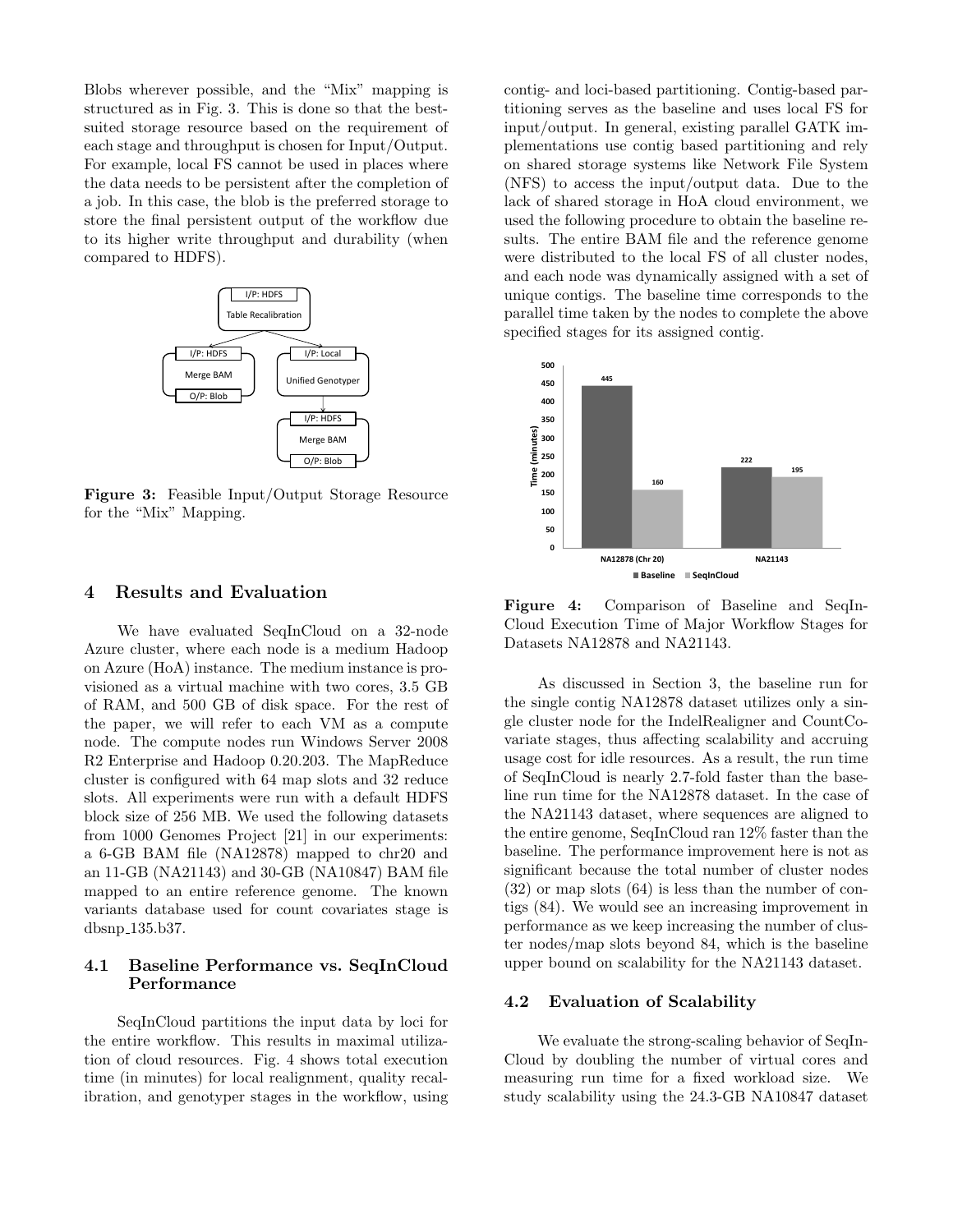Blobs wherever possible, and the "Mix" mapping is structured as in Fig. 3. This is done so that the best-suited storage resource based on the requirement of each stage and throughput is chosen for Input/Output. For example, local FS cannot be used in places where the data needs to be persistent after the completion of a job. In this case, the blob is the preferred storage to store the final persistent output of the workflow due to its higher write throughput and durability (when compared to HDFS).

**Figure 3:** Feasible Input/Output Storage Resource for the "Mix" Mapping.

## 4 Results and Evaluation

We have evaluated SeqInCloud on a 32-node Azure cluster, where each node is a medium Hadoop on Azure (HoA) instance. The medium instance is provisioned as a virtual machine with two cores, 3.5 GB of RAM, and 500 GB of disk space. For the rest of the paper, we will refer to each VM as a compute node. The compute nodes run Windows Server 2008 R2 Enterprise and Hadoop 0.20.203. The MapReduce cluster is configured with 64 map slots and 32 reduce slots. All experiments were run with a default HDFS block size of 256 MB. We used the following datasets from 1000 Genomes Project [21] in our experiments: a 6-GB BAM file (NA12878) mapped to chr20 and an 11-GB (NA21143) and 30-GB (NA10847) BAM file mapped to an entire reference genome. The known variants database used for count covariates stage is dbsnp_135.b37.

### 4.1 Baseline Performance vs. SeqInCloud Performance

SeqInCloud partitions the input data by loci for the entire workflow. This results in maximal utilization of cloud resources. Fig. 4 shows total execution time (in minutes) for local realignment, quality recalibration, and genotyper stages in the workflow, using contig- and loci-based partitioning. Contig-based partitioning serves as the baseline and uses local FS for input/output. In general, existing parallel GATK implementations use contig based partitioning and rely on shared storage systems like Network File System (NFS) to access the input/output data. Due to the lack of shared storage in HoA cloud environment, we used the following procedure to obtain the baseline results. The entire BAM file and the reference genome were distributed to the local FS of all cluster nodes, and each node was dynamically assigned with a set of unique contigs. The baseline time corresponds to the parallel time taken by the nodes to complete the above specified stages for its assigned contig.

**Figure 4:** Comparison of Baseline and SeqInCloud Execution Time of Major Workflow Stages for Datasets NA12878 and NA21143.

As discussed in Section 3, the baseline run for the single contig NA12878 dataset utilizes only a single cluster node for the IndelRealigner and CountCovariate stages, thus affecting scalability and accruing usage cost for idle resources. As a result, the run time of SeqInCloud is nearly 2.7-fold faster than the baseline run time for the NA12878 dataset. In the case of the NA21143 dataset, where sequences are aligned to the entire genome, SeqInCloud ran 12% faster than the baseline. The performance improvement here is not as significant because the total number of cluster nodes (32) or map slots (64) is less than the number of contigs (84). We would see an increasing improvement in performance as we keep increasing the number of cluster nodes/map slots beyond 84, which is the baseline upper bound on scalability for the NA21143 dataset.

### 4.2 Evaluation of Scalability

We evaluate the strong-scaling behavior of SeqInCloud by doubling the number of virtual cores and measuring run time for a fixed workload size. We study scalability using the 24.3-GB NA10847 dataset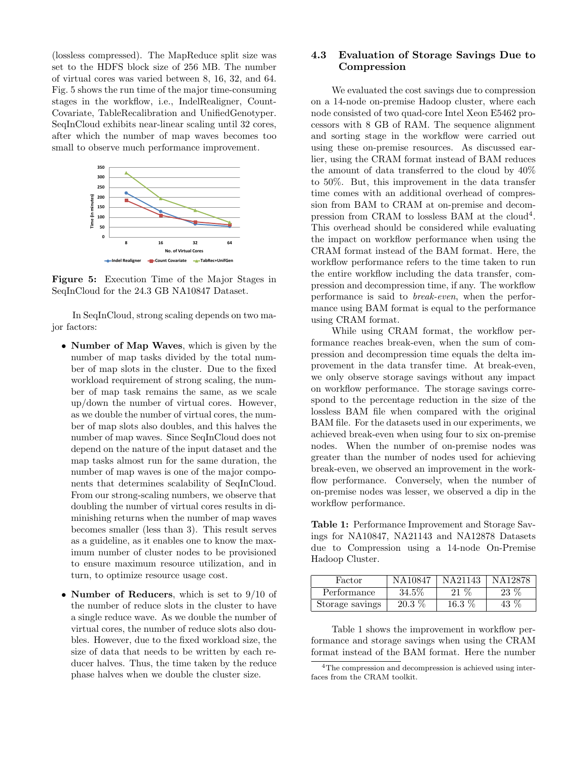(lossless compressed). The MapReduce split size was set to the HDFS block size of 256 MB. The number of virtual cores was varied between 8, 16, 32, and 64. Fig. 5 shows the run time of the major time-consuming stages in the workflow, i.e., IndelRealigner, CountCovariate, TableRecalibration and UnifiedGenotyper. SeqInCloud exhibits near-linear scaling until 32 cores, after which the number of map waves becomes too small to observe much performance improvement.

**Figure 5:** Execution Time of the Major Stages in SeqInCloud for the 24.3 GB NA10847 Dataset.

In SeqInCloud, strong scaling depends on two major factors:

- **Number of Map Waves**, which is given by the number of map tasks divided by the total number of map slots in the cluster. Due to the fixed workload requirement of strong scaling, the number of map task remains the same, as we scale up/down the number of virtual cores. However, as we double the number of virtual cores, the number of map slots also doubles, and this halves the number of map waves. Since SeqInCloud does not depend on the nature of the input dataset and the map tasks almost run for the same duration, the number of map waves is one of the major components that determines scalability of SeqInCloud. From our strong-scaling numbers, we observe that doubling the number of virtual cores results in diminishing returns when the number of map waves becomes smaller (less than 3). This result serves as a guideline, as it enables one to know the maximum number of cluster nodes to be provisioned to ensure maximum resource utilization, and in turn, to optimize resource usage cost.
- **Number of Reducers**, which is set to 9/10 of the number of reduce slots in the cluster to have a single reduce wave. As we double the number of virtual cores, the number of reduce slots also doubles. However, due to the fixed workload size, the size of data that needs to be written by each reducer halves. Thus, the time taken by the reduce phase halves when we double the cluster size.

### 4.3 Evaluation of Storage Savings Due to Compression

We evaluated the cost savings due to compression on a 14-node on-premise Hadoop cluster, where each node consisted of two quad-core Intel Xeon E5462 processors with 8 GB of RAM. The sequence alignment and sorting stage in the workflow were carried out using these on-premise resources. As discussed earlier, using the CRAM format instead of BAM reduces the amount of data transferred to the cloud by 40% to 50%. But, this improvement in the data transfer time comes with an additional overhead of compression from BAM to CRAM at on-premise and decompression from CRAM to lossless BAM at the cloud[4]. This overhead should be considered while evaluating the impact on workflow performance when using the CRAM format instead of the BAM format. Here, the workflow performance refers to the time taken to run the entire workflow including the data transfer, compression and decompression time, if any. The workflow performance is said to *break-even*, when the performance using BAM format is equal to the performance using CRAM format.

While using CRAM format, the workflow performance reaches break-even, when the sum of compression and decompression time equals the delta improvement in the data transfer time. At break-even, we only observe storage savings without any impact on workflow performance. The storage savings correspond to the percentage reduction in the size of the lossless BAM file when compared with the original BAM file. For the datasets used in our experiments, we achieved break-even when using four to six on-premise nodes. When the number of on-premise nodes was greater than the number of nodes used for achieving break-even, we observed an improvement in the workflow performance. Conversely, when the number of on-premise nodes was lesser, we observed a dip in the workflow performance.

**Table 1:** Performance Improvement and Storage Savings for NA10847, NA21143 and NA12878 Datasets due to Compression using a 14-node On-Premise Hadoop Cluster.

| Factor | NA10847 | NA21143 | NA12878 |
|---|---|---|---|
| Performance | 34.5% | 21 % | 23 % |
| Storage savings | 20.3 % | 16.3 % | 43 % |

Table 1 shows the improvement in workflow performance and storage savings when using the CRAM format instead of the BAM format. Here the number

[4]The compression and decompression is achieved using interfaces from the CRAM toolkit.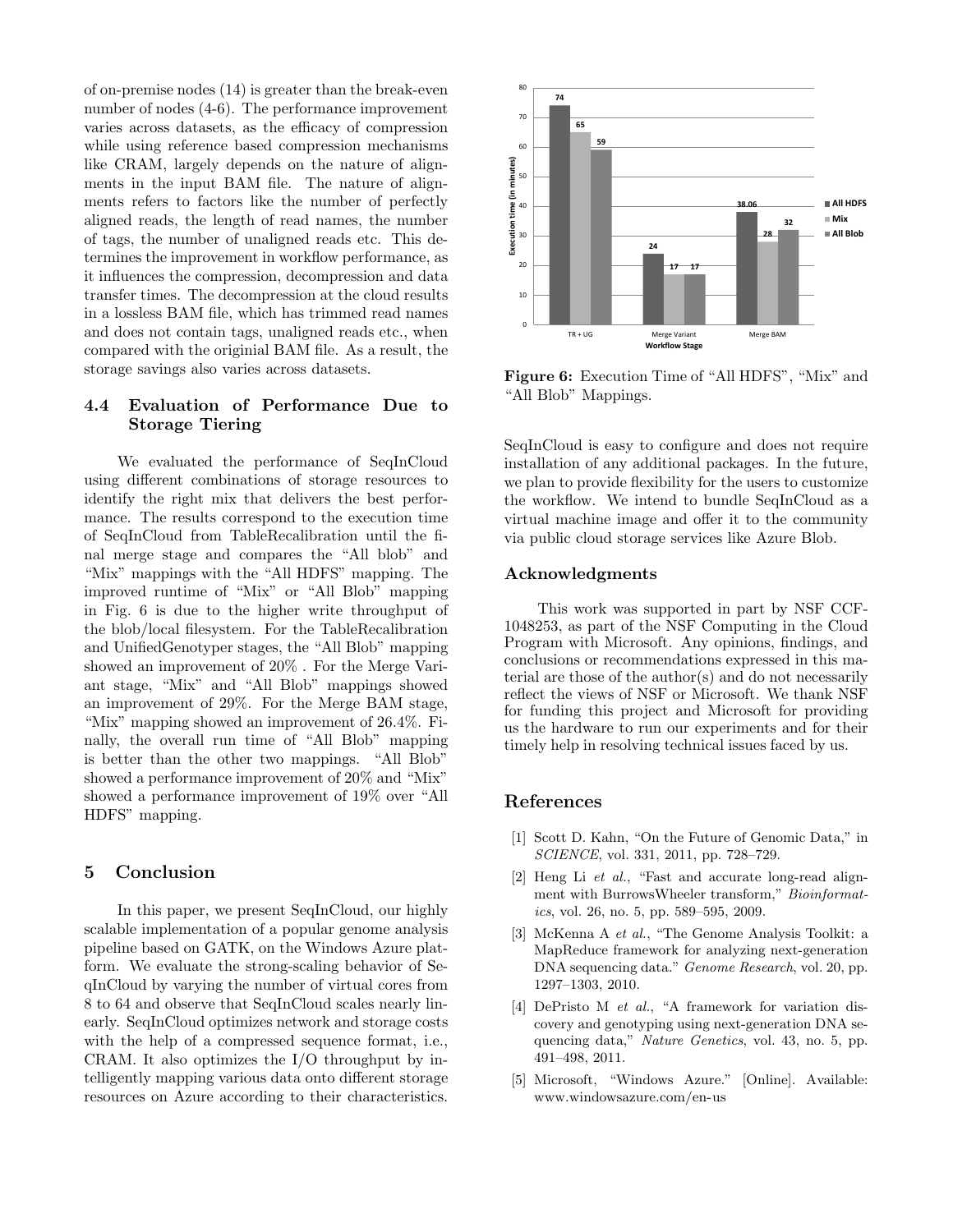of on-premise nodes (14) is greater than the break-even number of nodes (4-6). The performance improvement varies across datasets, as the efficacy of compression while using reference based compression mechanisms like CRAM, largely depends on the nature of alignments in the input BAM file. The nature of alignments refers to factors like the number of perfectly aligned reads, the length of read names, the number of tags, the number of unaligned reads etc. This determines the improvement in workflow performance, as it influences the compression, decompression and data transfer times. The decompression at the cloud results in a lossless BAM file, which has trimmed read names and does not contain tags, unaligned reads etc., when compared with the originial BAM file. As a result, the storage savings also varies across datasets.

### 4.4 Evaluation of Performance Due to Storage Tiering

We evaluated the performance of SeqInCloud using different combinations of storage resources to identify the right mix that delivers the best performance. The results correspond to the execution time of SeqInCloud from TableRecalibration until the final merge stage and compares the "All blob" and "Mix" mappings with the "All HDFS" mapping. The improved runtime of "Mix" or "All Blob" mapping in Fig. 6 is due to the higher write throughput of the blob/local filesystem. For the TableRecalibration and UnifiedGenotyper stages, the "All Blob" mapping showed an improvement of 20% . For the Merge Variant stage, "Mix" and "All Blob" mappings showed an improvement of 29%. For the Merge BAM stage, "Mix" mapping showed an improvement of 26.4%. Finally, the overall run time of "All Blob" mapping is better than the other two mappings. "All Blob" showed a performance improvement of 20% and "Mix" showed a performance improvement of 19% over "All HDFS" mapping.

| Workflow Stage | All HDFS | Mix | All Blob |
|---|---|---|---|
| TR + UG | 74 | 65 | 59 |
| Merge Variant | 24 | 17 | 17 |
| Merge BAM | 38.06 | 28 | 32 |

**Figure 6:** Execution Time of "All HDFS", "Mix" and "All Blob" Mappings.

## 5 Conclusion

In this paper, we present SeqInCloud, our highly scalable implementation of a popular genome analysis pipeline based on GATK, on the Windows Azure platform. We evaluate the strong-scaling behavior of SeqInCloud by varying the number of virtual cores from 8 to 64 and observe that SeqInCloud scales nearly linearly. SeqInCloud optimizes network and storage costs with the help of a compressed sequence format, i.e., CRAM. It also optimizes the I/O throughput by intelligently mapping various data onto different storage resources on Azure according to their characteristics. SeqInCloud is easy to configure and does not require installation of any additional packages. In the future, we plan to provide flexibility for the users to customize the workflow. We intend to bundle SeqInCloud as a virtual machine image and offer it to the community via public cloud storage services like Azure Blob.

## Acknowledgments

This work was supported in part by NSF CCF-1048253, as part of the NSF Computing in the Cloud Program with Microsoft. Any opinions, findings, and conclusions or recommendations expressed in this material are those of the author(s) and do not necessarily reflect the views of NSF or Microsoft. We thank NSF for funding this project and Microsoft for providing us the hardware to run our experiments and for their timely help in resolving technical issues faced by us.

## References

[1] Scott D. Kahn, "On the Future of Genomic Data," in *SCIENCE*, vol. 331, 2011, pp. 728–729.

[2] Heng Li *et al.*, "Fast and accurate long-read alignment with BurrowsWheeler transform," *Bioinformatics*, vol. 26, no. 5, pp. 589–595, 2009.

[3] McKenna A *et al.*, "The Genome Analysis Toolkit: a MapReduce framework for analyzing next-generation DNA sequencing data." *Genome Research*, vol. 20, pp. 1297–1303, 2010.

[4] DePristo M *et al.*, "A framework for variation discovery and genotyping using next-generation DNA sequencing data," *Nature Genetics*, vol. 43, no. 5, pp. 491–498, 2011.

[5] Microsoft, "Windows Azure." [Online]. Available: www.windowsazure.com/en-us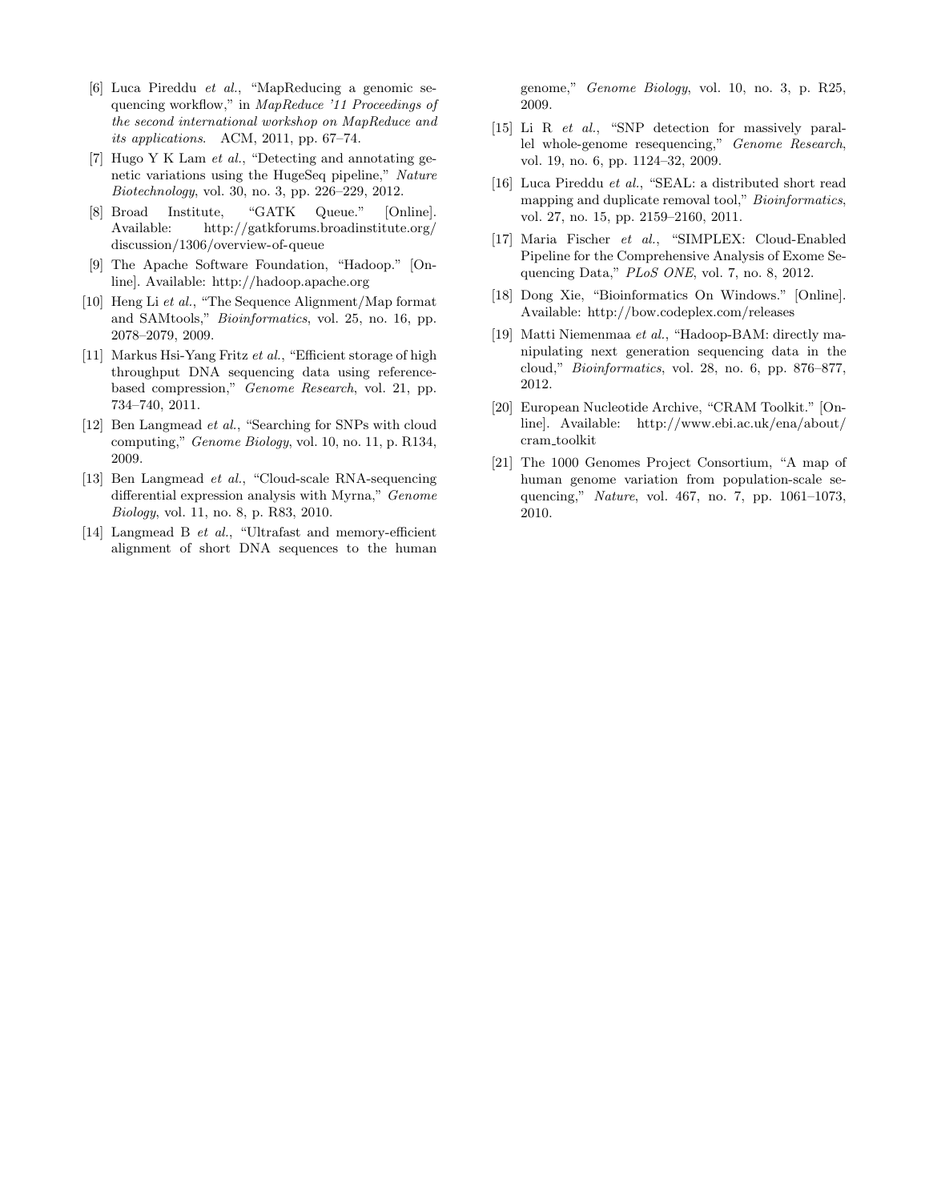[6] Luca Pireddu *et al.*, "MapReducing a genomic sequencing workflow," in *MapReduce '11 Proceedings of the second international workshop on MapReduce and its applications*. ACM, 2011, pp. 67–74.

[7] Hugo Y K Lam *et al.*, "Detecting and annotating genetic variations using the HugeSeq pipeline," *Nature Biotechnology*, vol. 30, no. 3, pp. 226–229, 2012.

[8] Broad Institute, "GATK Queue." [Online]. Available: http://gatkforums.broadinstitute.org/discussion/1306/overview-of-queue

[9] The Apache Software Foundation, "Hadoop." [Online]. Available: http://hadoop.apache.org

[10] Heng Li *et al.*, "The Sequence Alignment/Map format and SAMtools," *Bioinformatics*, vol. 25, no. 16, pp. 2078–2079, 2009.

[11] Markus Hsi-Yang Fritz *et al.*, "Efficient storage of high throughput DNA sequencing data using reference-based compression," *Genome Research*, vol. 21, pp. 734–740, 2011.

[12] Ben Langmead *et al.*, "Searching for SNPs with cloud computing," *Genome Biology*, vol. 10, no. 11, p. R134, 2009.

[13] Ben Langmead *et al.*, "Cloud-scale RNA-sequencing differential expression analysis with Myrna," *Genome Biology*, vol. 11, no. 8, p. R83, 2010.

[14] Langmead B *et al.*, "Ultrafast and memory-efficient alignment of short DNA sequences to the human genome," *Genome Biology*, vol. 10, no. 3, p. R25, 2009.

[15] Li R *et al.*, "SNP detection for massively parallel whole-genome resequencing," *Genome Research*, vol. 19, no. 6, pp. 1124–32, 2009.

[16] Luca Pireddu *et al.*, "SEAL: a distributed short read mapping and duplicate removal tool," *Bioinformatics*, vol. 27, no. 15, pp. 2159–2160, 2011.

[17] Maria Fischer *et al.*, "SIMPLEX: Cloud-Enabled Pipeline for the Comprehensive Analysis of Exome Sequencing Data," *PLoS ONE*, vol. 7, no. 8, 2012.

[18] Dong Xie, "Bioinformatics On Windows." [Online]. Available: http://bow.codeplex.com/releases

[19] Matti Niemenmaa *et al.*, "Hadoop-BAM: directly manipulating next generation sequencing data in the cloud," *Bioinformatics*, vol. 28, no. 6, pp. 876–877, 2012.

[20] European Nucleotide Archive, "CRAM Toolkit." [Online]. Available: http://www.ebi.ac.uk/ena/about/cram_toolkit

[21] The 1000 Genomes Project Consortium, "A map of human genome variation from population-scale sequencing," *Nature*, vol. 467, no. 7, pp. 1061–1073, 2010.